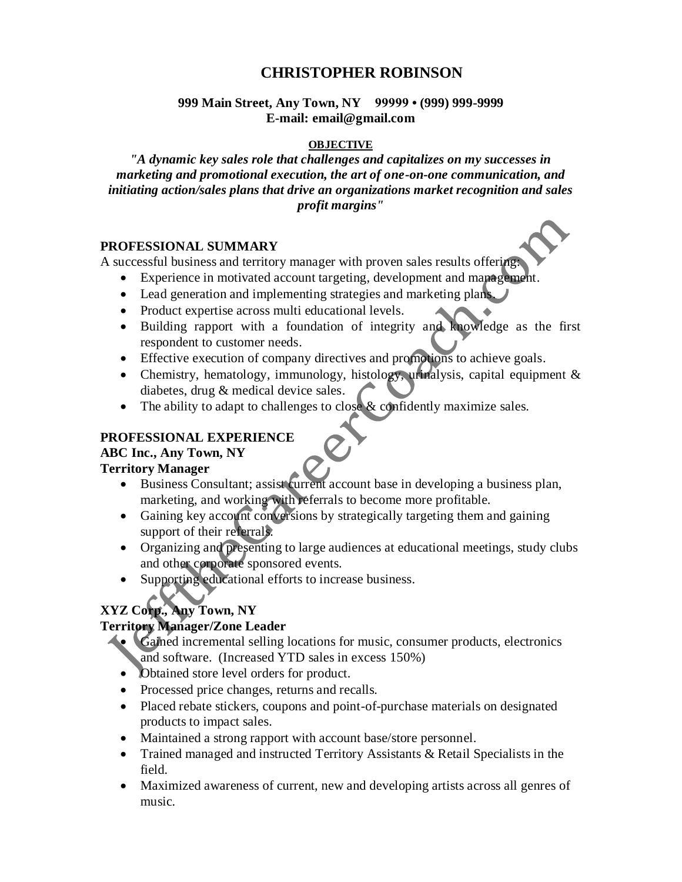# CHRISTOPHER ROBINSON

**999 Main Street, Any Town, NY 99999 • (999) 999-9999**
**E-mail: email@gmail.com**

## OBJECTIVE

***"A dynamic key sales role that challenges and capitalizes on my successes in marketing and promotional execution, the art of one-on-one communication, and initiating action/sales plans that drive an organizations market recognition and sales profit margins"***

## PROFESSIONAL SUMMARY

A successful business and territory manager with proven sales results offering:

- Experience in motivated account targeting, development and management.
- Lead generation and implementing strategies and marketing plans.
- Product expertise across multi educational levels.
- Building rapport with a foundation of integrity and knowledge as the first respondent to customer needs.
- Effective execution of company directives and promotions to achieve goals.
- Chemistry, hematology, immunology, histology, urinalysis, capital equipment & diabetes, drug & medical device sales.
- The ability to adapt to challenges to close & confidently maximize sales.

## PROFESSIONAL EXPERIENCE

**ABC Inc., Any Town, NY**
**Territory Manager**

- Business Consultant; assist current account base in developing a business plan, marketing, and working with referrals to become more profitable.
- Gaining key account conversions by strategically targeting them and gaining support of their referrals.
- Organizing and presenting to large audiences at educational meetings, study clubs and other corporate sponsored events.
- Supporting educational efforts to increase business.

**XYZ Corp., Any Town, NY**
**Territory Manager/Zone Leader**

- Gained incremental selling locations for music, consumer products, electronics and software. (Increased YTD sales in excess 150%)
- Obtained store level orders for product.
- Processed price changes, returns and recalls.
- Placed rebate stickers, coupons and point-of-purchase materials on designated products to impact sales.
- Maintained a strong rapport with account base/store personnel.
- Trained managed and instructed Territory Assistants & Retail Specialists in the field.
- Maximized awareness of current, new and developing artists across all genres of music.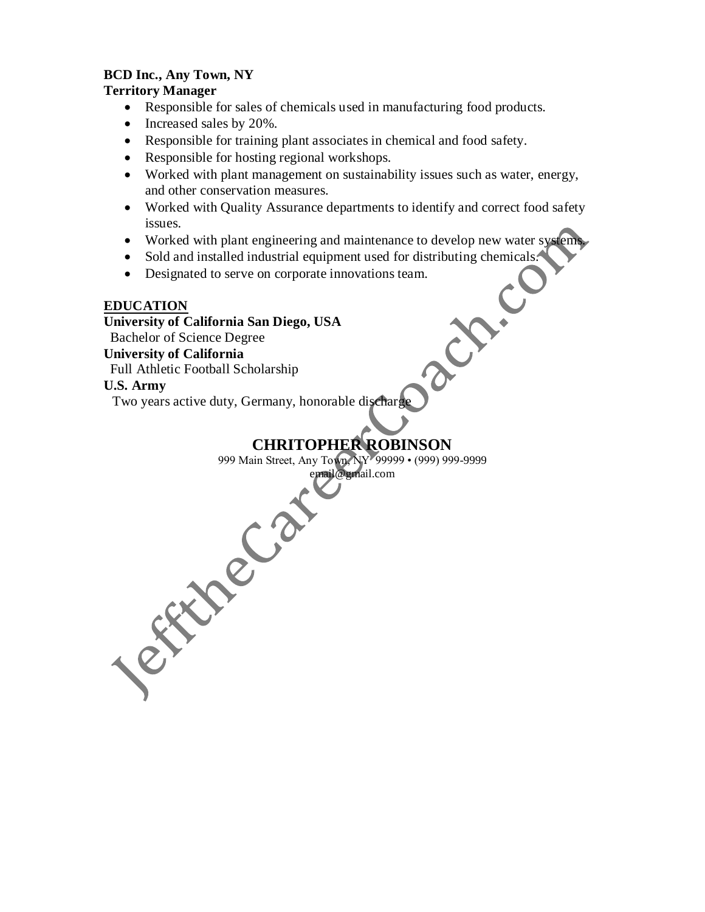**BCD Inc., Any Town, NY**
**Territory Manager**

- Responsible for sales of chemicals used in manufacturing food products.
- Increased sales by 20%.
- Responsible for training plant associates in chemical and food safety.
- Responsible for hosting regional workshops.
- Worked with plant management on sustainability issues such as water, energy, and other conservation measures.
- Worked with Quality Assurance departments to identify and correct food safety issues.
- Worked with plant engineering and maintenance to develop new water systems.
- Sold and installed industrial equipment used for distributing chemicals.
- Designated to serve on corporate innovations team.

**EDUCATION**

**University of California San Diego, USA**
Bachelor of Science Degree

**University of California**
Full Athletic Football Scholarship

**U.S. Army**
Two years active duty, Germany, honorable discharge

## CHRITOPHER ROBINSON

999 Main Street, Any Town, NY 99999 • (999) 999-9999
email@gmail.com

JefftheCareerCoach.com